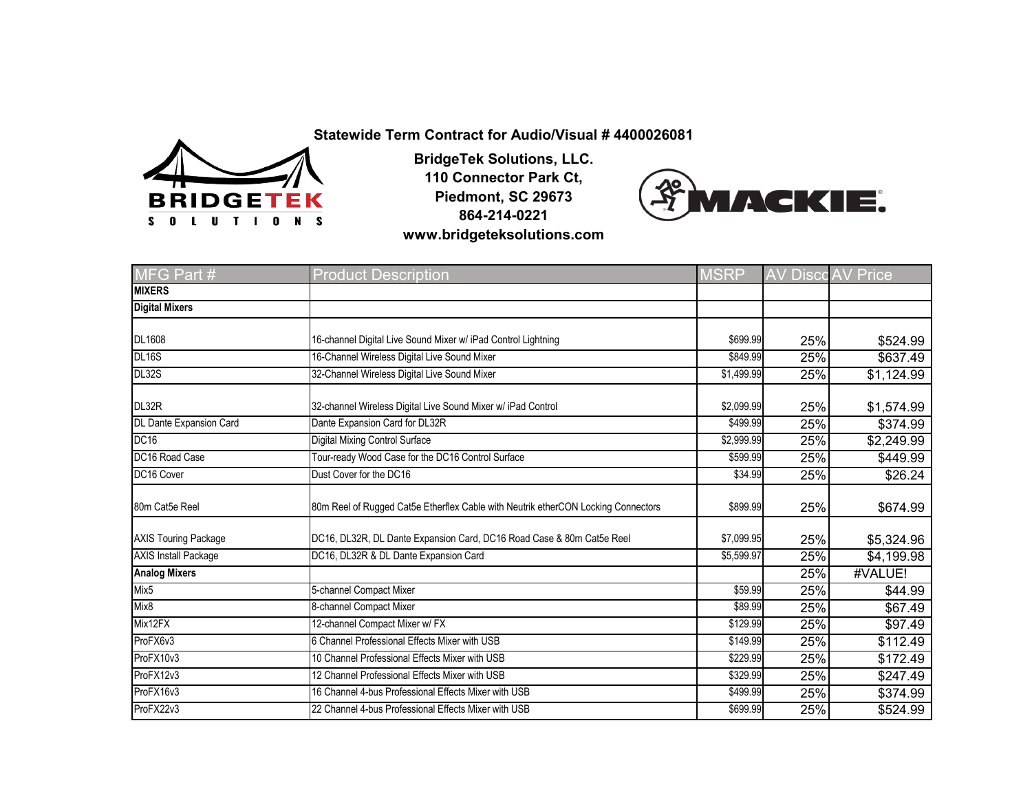**Statewide Term Contract for Audio/Visual # 4400026081**

**BridgeTek Solutions, LLC.**
**110 Connector Park Ct,**
**Piedmont, SC 29673**
**864-214-0221**
**www.bridgeteksolutions.com**

| MFG Part # | Product Description | MSRP | AV Disco | AV Price |
|---|---|---|---|---|
| **MIXERS** | | | | |
| **Digital Mixers** | | | | |
| DL1608 | 16-channel Digital Live Sound Mixer w/ iPad Control Lightning | $699.99 | 25% | $524.99 |
| DL16S | 16-Channel Wireless Digital Live Sound Mixer | $849.99 | 25% | $637.49 |
| DL32S | 32-Channel Wireless Digital Live Sound Mixer | $1,499.99 | 25% | $1,124.99 |
| DL32R | 32-channel Wireless Digital Live Sound Mixer w/ iPad Control | $2,099.99 | 25% | $1,574.99 |
| DL Dante Expansion Card | Dante Expansion Card for DL32R | $499.99 | 25% | $374.99 |
| DC16 | Digital Mixing Control Surface | $2,999.99 | 25% | $2,249.99 |
| DC16 Road Case | Tour-ready Wood Case for the DC16 Control Surface | $599.99 | 25% | $449.99 |
| DC16 Cover | Dust Cover for the DC16 | $34.99 | 25% | $26.24 |
| 80m Cat5e Reel | 80m Reel of Rugged Cat5e Etherflex Cable with Neutrik etherCON Locking Connectors | $899.99 | 25% | $674.99 |
| AXIS Touring Package | DC16, DL32R, DL Dante Expansion Card, DC16 Road Case & 80m Cat5e Reel | $7,099.95 | 25% | $5,324.96 |
| AXIS Install Package | DC16, DL32R & DL Dante Expansion Card | $5,599.97 | 25% | $4,199.98 |
| **Analog Mixers** | | | 25% | #VALUE! |
| Mix5 | 5-channel Compact Mixer | $59.99 | 25% | $44.99 |
| Mix8 | 8-channel Compact Mixer | $89.99 | 25% | $67.49 |
| Mix12FX | 12-channel Compact Mixer w/ FX | $129.99 | 25% | $97.49 |
| ProFX6v3 | 6 Channel Professional Effects Mixer with USB | $149.99 | 25% | $112.49 |
| ProFX10v3 | 10 Channel Professional Effects Mixer with USB | $229.99 | 25% | $172.49 |
| ProFX12v3 | 12 Channel Professional Effects Mixer with USB | $329.99 | 25% | $247.49 |
| ProFX16v3 | 16 Channel 4-bus Professional Effects Mixer with USB | $499.99 | 25% | $374.99 |
| ProFX22v3 | 22 Channel 4-bus Professional Effects Mixer with USB | $699.99 | 25% | $524.99 |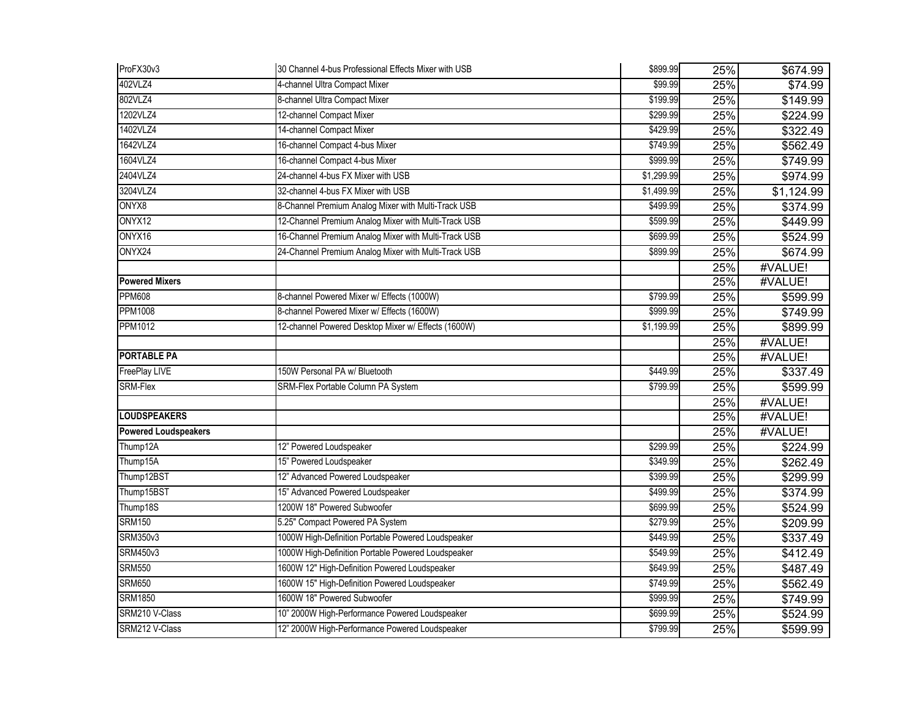| | | | | |
|---|---|---|---|---|
| ProFX30v3 | 30 Channel 4-bus Professional Effects Mixer with USB | $899.99 | 25% | $674.99 |
| 402VLZ4 | 4-channel Ultra Compact Mixer | $99.99 | 25% | $74.99 |
| 802VLZ4 | 8-channel Ultra Compact Mixer | $199.99 | 25% | $149.99 |
| 1202VLZ4 | 12-channel Compact Mixer | $299.99 | 25% | $224.99 |
| 1402VLZ4 | 14-channel Compact Mixer | $429.99 | 25% | $322.49 |
| 1642VLZ4 | 16-channel Compact 4-bus Mixer | $749.99 | 25% | $562.49 |
| 1604VLZ4 | 16-channel Compact 4-bus Mixer | $999.99 | 25% | $749.99 |
| 2404VLZ4 | 24-channel 4-bus FX Mixer with USB | $1,299.99 | 25% | $974.99 |
| 3204VLZ4 | 32-channel 4-bus FX Mixer with USB | $1,499.99 | 25% | $1,124.99 |
| ONYX8 | 8-Channel Premium Analog Mixer with Multi-Track USB | $499.99 | 25% | $374.99 |
| ONYX12 | 12-Channel Premium Analog Mixer with Multi-Track USB | $599.99 | 25% | $449.99 |
| ONYX16 | 16-Channel Premium Analog Mixer with Multi-Track USB | $699.99 | 25% | $524.99 |
| ONYX24 | 24-Channel Premium Analog Mixer with Multi-Track USB | $899.99 | 25% | $674.99 |
| | | | 25% | #VALUE! |
| **Powered Mixers** | | | 25% | #VALUE! |
| PPM608 | 8-channel Powered Mixer w/ Effects (1000W) | $799.99 | 25% | $599.99 |
| PPM1008 | 8-channel Powered Mixer w/ Effects (1600W) | $999.99 | 25% | $749.99 |
| PPM1012 | 12-channel Powered Desktop Mixer w/ Effects (1600W) | $1,199.99 | 25% | $899.99 |
| | | | 25% | #VALUE! |
| **PORTABLE PA** | | | 25% | #VALUE! |
| FreePlay LIVE | 150W Personal PA w/ Bluetooth | $449.99 | 25% | $337.49 |
| SRM-Flex | SRM-Flex Portable Column PA System | $799.99 | 25% | $599.99 |
| | | | 25% | #VALUE! |
| **LOUDSPEAKERS** | | | 25% | #VALUE! |
| **Powered Loudspeakers** | | | 25% | #VALUE! |
| Thump12A | 12" Powered Loudspeaker | $299.99 | 25% | $224.99 |
| Thump15A | 15" Powered Loudspeaker | $349.99 | 25% | $262.49 |
| Thump12BST | 12" Advanced Powered Loudspeaker | $399.99 | 25% | $299.99 |
| Thump15BST | 15" Advanced Powered Loudspeaker | $499.99 | 25% | $374.99 |
| Thump18S | 1200W 18" Powered Subwoofer | $699.99 | 25% | $524.99 |
| SRM150 | 5.25" Compact Powered PA System | $279.99 | 25% | $209.99 |
| SRM350v3 | 1000W High-Definition Portable Powered Loudspeaker | $449.99 | 25% | $337.49 |
| SRM450v3 | 1000W High-Definition Portable Powered Loudspeaker | $549.99 | 25% | $412.49 |
| SRM550 | 1600W 12" High-Definition Powered Loudspeaker | $649.99 | 25% | $487.49 |
| SRM650 | 1600W 15" High-Definition Powered Loudspeaker | $749.99 | 25% | $562.49 |
| SRM1850 | 1600W 18" Powered Subwoofer | $999.99 | 25% | $749.99 |
| SRM210 V-Class | 10" 2000W High-Performance Powered Loudspeaker | $699.99 | 25% | $524.99 |
| SRM212 V-Class | 12" 2000W High-Performance Powered Loudspeaker | $799.99 | 25% | $599.99 |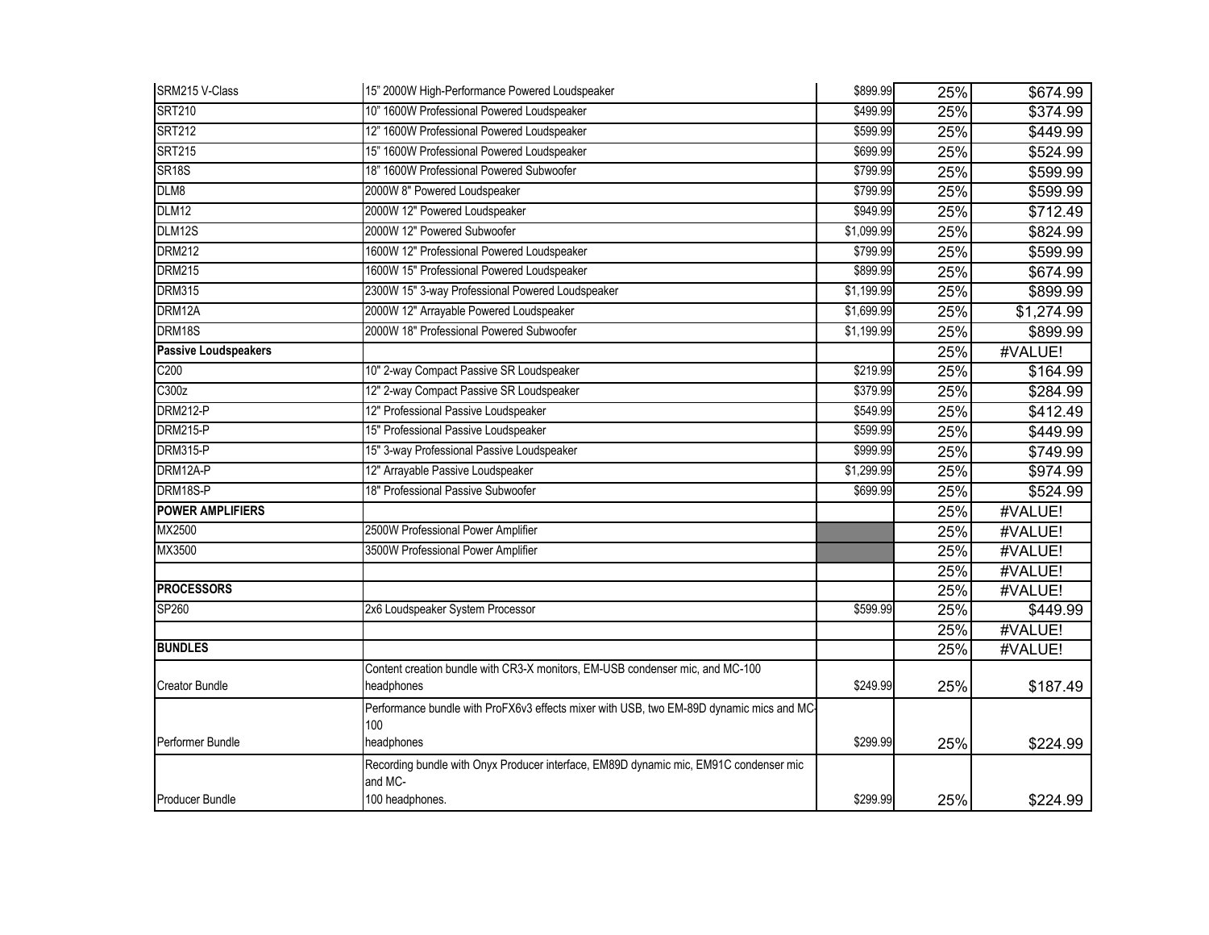| | | | | |
|---|---|---|---|---|
| SRM215 V-Class | 15" 2000W High-Performance Powered Loudspeaker | $899.99 | 25% | $674.99 |
| SRT210 | 10" 1600W Professional Powered Loudspeaker | $499.99 | 25% | $374.99 |
| SRT212 | 12" 1600W Professional Powered Loudspeaker | $599.99 | 25% | $449.99 |
| SRT215 | 15" 1600W Professional Powered Loudspeaker | $699.99 | 25% | $524.99 |
| SR18S | 18" 1600W Professional Powered Subwoofer | $799.99 | 25% | $599.99 |
| DLM8 | 2000W 8" Powered Loudspeaker | $799.99 | 25% | $599.99 |
| DLM12 | 2000W 12" Powered Loudspeaker | $949.99 | 25% | $712.49 |
| DLM12S | 2000W 12" Powered Subwoofer | $1,099.99 | 25% | $824.99 |
| DRM212 | 1600W 12" Professional Powered Loudspeaker | $799.99 | 25% | $599.99 |
| DRM215 | 1600W 15" Professional Powered Loudspeaker | $899.99 | 25% | $674.99 |
| DRM315 | 2300W 15" 3-way Professional Powered Loudspeaker | $1,199.99 | 25% | $899.99 |
| DRM12A | 2000W 12" Arrayable Powered Loudspeaker | $1,699.99 | 25% | $1,274.99 |
| DRM18S | 2000W 18" Professional Powered Subwoofer | $1,199.99 | 25% | $899.99 |
| **Passive Loudspeakers** | | | 25% | #VALUE! |
| C200 | 10" 2-way Compact Passive SR Loudspeaker | $219.99 | 25% | $164.99 |
| C300z | 12" 2-way Compact Passive SR Loudspeaker | $379.99 | 25% | $284.99 |
| DRM212-P | 12" Professional Passive Loudspeaker | $549.99 | 25% | $412.49 |
| DRM215-P | 15" Professional Passive Loudspeaker | $599.99 | 25% | $449.99 |
| DRM315-P | 15" 3-way Professional Passive Loudspeaker | $999.99 | 25% | $749.99 |
| DRM12A-P | 12" Arrayable Passive Loudspeaker | $1,299.99 | 25% | $974.99 |
| DRM18S-P | 18" Professional Passive Subwoofer | $699.99 | 25% | $524.99 |
| **POWER AMPLIFIERS** | | | 25% | #VALUE! |
| MX2500 | 2500W Professional Power Amplifier | | 25% | #VALUE! |
| MX3500 | 3500W Professional Power Amplifier | | 25% | #VALUE! |
| | | | 25% | #VALUE! |
| **PROCESSORS** | | | 25% | #VALUE! |
| SP260 | 2x6 Loudspeaker System Processor | $599.99 | 25% | $449.99 |
| | | | 25% | #VALUE! |
| **BUNDLES** | | | 25% | #VALUE! |
| Creator Bundle | Content creation bundle with CR3-X monitors, EM-USB condenser mic, and MC-100 headphones | $249.99 | 25% | $187.49 |
| Performer Bundle | Performance bundle with ProFX6v3 effects mixer with USB, two EM-89D dynamic mics and MC-100 headphones | $299.99 | 25% | $224.99 |
| Producer Bundle | Recording bundle with Onyx Producer interface, EM89D dynamic mic, EM91C condenser mic and MC-100 headphones. | $299.99 | 25% | $224.99 |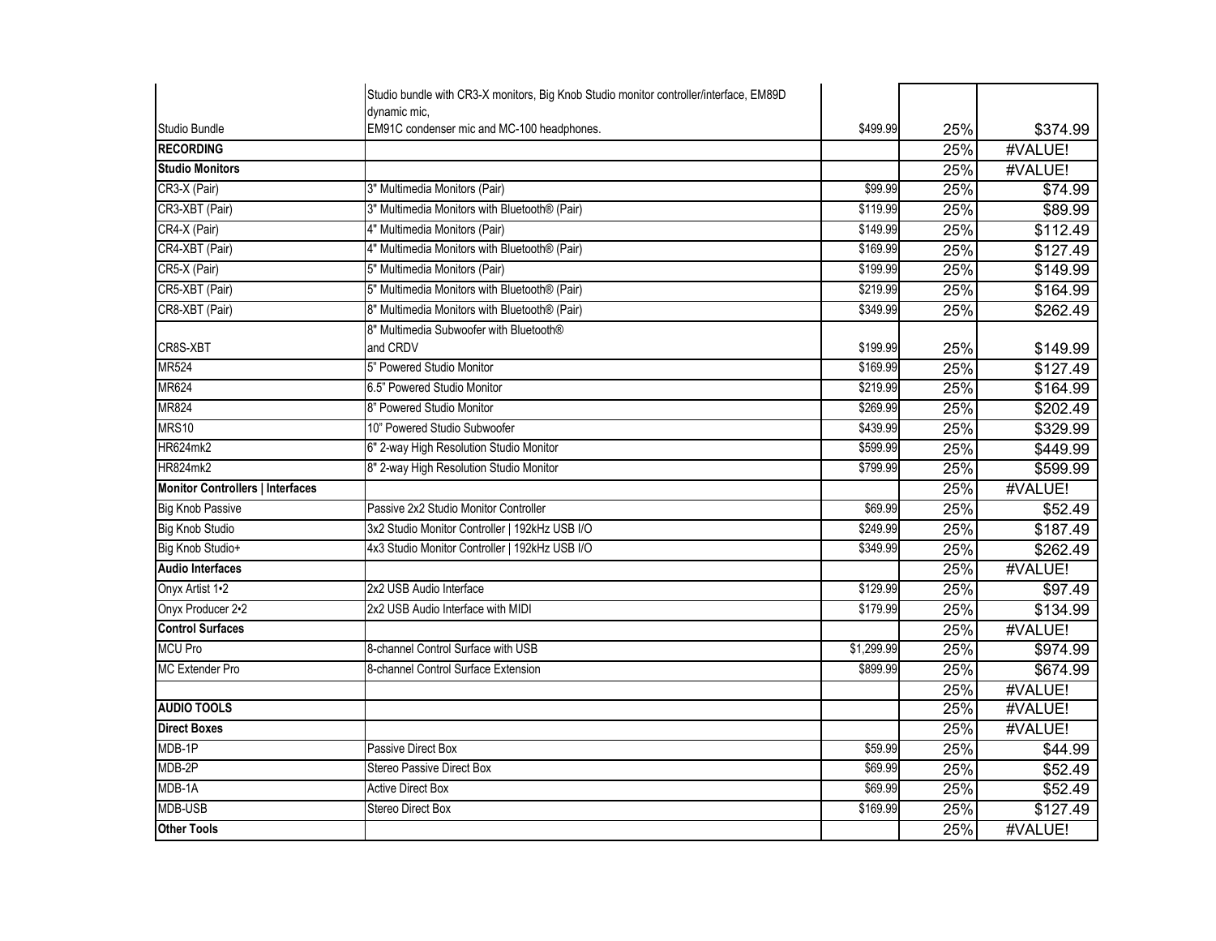| | | | | |
|---|---|---|---|---|
| Studio Bundle | Studio bundle with CR3-X monitors, Big Knob Studio monitor controller/interface, EM89D dynamic mic, EM91C condenser mic and MC-100 headphones. | $499.99 | 25% | $374.99 |
| **RECORDING** | | | 25% | #VALUE! |
| **Studio Monitors** | | | 25% | #VALUE! |
| CR3-X (Pair) | 3" Multimedia Monitors (Pair) | $99.99 | 25% | $74.99 |
| CR3-XBT (Pair) | 3" Multimedia Monitors with Bluetooth® (Pair) | $119.99 | 25% | $89.99 |
| CR4-X (Pair) | 4" Multimedia Monitors (Pair) | $149.99 | 25% | $112.49 |
| CR4-XBT (Pair) | 4" Multimedia Monitors with Bluetooth® (Pair) | $169.99 | 25% | $127.49 |
| CR5-X (Pair) | 5" Multimedia Monitors (Pair) | $199.99 | 25% | $149.99 |
| CR5-XBT (Pair) | 5" Multimedia Monitors with Bluetooth® (Pair) | $219.99 | 25% | $164.99 |
| CR8-XBT (Pair) | 8" Multimedia Monitors with Bluetooth® (Pair) | $349.99 | 25% | $262.49 |
| CR8S-XBT | 8" Multimedia Subwoofer with Bluetooth® and CRDV | $199.99 | 25% | $149.99 |
| MR524 | 5" Powered Studio Monitor | $169.99 | 25% | $127.49 |
| MR624 | 6.5" Powered Studio Monitor | $219.99 | 25% | $164.99 |
| MR824 | 8" Powered Studio Monitor | $269.99 | 25% | $202.49 |
| MRS10 | 10" Powered Studio Subwoofer | $439.99 | 25% | $329.99 |
| HR624mk2 | 6" 2-way High Resolution Studio Monitor | $599.99 | 25% | $449.99 |
| HR824mk2 | 8" 2-way High Resolution Studio Monitor | $799.99 | 25% | $599.99 |
| **Monitor Controllers \| Interfaces** | | | 25% | #VALUE! |
| Big Knob Passive | Passive 2x2 Studio Monitor Controller | $69.99 | 25% | $52.49 |
| Big Knob Studio | 3x2 Studio Monitor Controller \| 192kHz USB I/O | $249.99 | 25% | $187.49 |
| Big Knob Studio+ | 4x3 Studio Monitor Controller \| 192kHz USB I/O | $349.99 | 25% | $262.49 |
| **Audio Interfaces** | | | 25% | #VALUE! |
| Onyx Artist 1•2 | 2x2 USB Audio Interface | $129.99 | 25% | $97.49 |
| Onyx Producer 2•2 | 2x2 USB Audio Interface with MIDI | $179.99 | 25% | $134.99 |
| **Control Surfaces** | | | 25% | #VALUE! |
| MCU Pro | 8-channel Control Surface with USB | $1,299.99 | 25% | $974.99 |
| MC Extender Pro | 8-channel Control Surface Extension | $899.99 | 25% | $674.99 |
| | | | 25% | #VALUE! |
| **AUDIO TOOLS** | | | 25% | #VALUE! |
| **Direct Boxes** | | | 25% | #VALUE! |
| MDB-1P | Passive Direct Box | $59.99 | 25% | $44.99 |
| MDB-2P | Stereo Passive Direct Box | $69.99 | 25% | $52.49 |
| MDB-1A | Active Direct Box | $69.99 | 25% | $52.49 |
| MDB-USB | Stereo Direct Box | $169.99 | 25% | $127.49 |
| **Other Tools** | | | 25% | #VALUE! |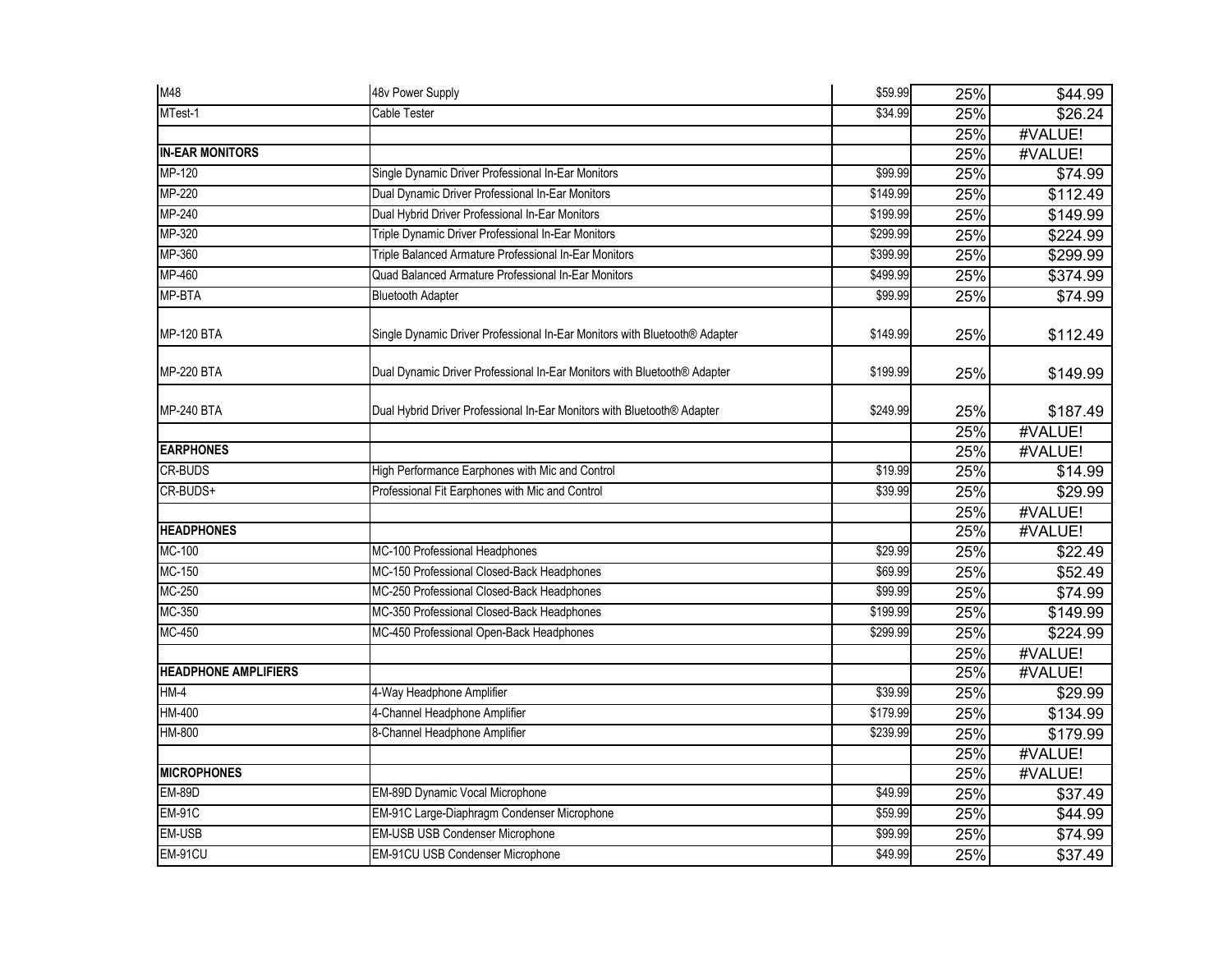| | | | | |
|---|---|---|---|---|
| M48 | 48v Power Supply | $59.99 | 25% | $44.99 |
| MTest-1 | Cable Tester | $34.99 | 25% | $26.24 |
| | | | 25% | #VALUE! |
| **IN-EAR MONITORS** | | | 25% | #VALUE! |
| MP-120 | Single Dynamic Driver Professional In-Ear Monitors | $99.99 | 25% | $74.99 |
| MP-220 | Dual Dynamic Driver Professional In-Ear Monitors | $149.99 | 25% | $112.49 |
| MP-240 | Dual Hybrid Driver Professional In-Ear Monitors | $199.99 | 25% | $149.99 |
| MP-320 | Triple Dynamic Driver Professional In-Ear Monitors | $299.99 | 25% | $224.99 |
| MP-360 | Triple Balanced Armature Professional In-Ear Monitors | $399.99 | 25% | $299.99 |
| MP-460 | Quad Balanced Armature Professional In-Ear Monitors | $499.99 | 25% | $374.99 |
| MP-BTA | Bluetooth Adapter | $99.99 | 25% | $74.99 |
| MP-120 BTA | Single Dynamic Driver Professional In-Ear Monitors with Bluetooth® Adapter | $149.99 | 25% | $112.49 |
| MP-220 BTA | Dual Dynamic Driver Professional In-Ear Monitors with Bluetooth® Adapter | $199.99 | 25% | $149.99 |
| MP-240 BTA | Dual Hybrid Driver Professional In-Ear Monitors with Bluetooth® Adapter | $249.99 | 25% | $187.49 |
| | | | 25% | #VALUE! |
| **EARPHONES** | | | 25% | #VALUE! |
| CR-BUDS | High Performance Earphones with Mic and Control | $19.99 | 25% | $14.99 |
| CR-BUDS+ | Professional Fit Earphones with Mic and Control | $39.99 | 25% | $29.99 |
| | | | 25% | #VALUE! |
| **HEADPHONES** | | | 25% | #VALUE! |
| MC-100 | MC-100 Professional Headphones | $29.99 | 25% | $22.49 |
| MC-150 | MC-150 Professional Closed-Back Headphones | $69.99 | 25% | $52.49 |
| MC-250 | MC-250 Professional Closed-Back Headphones | $99.99 | 25% | $74.99 |
| MC-350 | MC-350 Professional Closed-Back Headphones | $199.99 | 25% | $149.99 |
| MC-450 | MC-450 Professional Open-Back Headphones | $299.99 | 25% | $224.99 |
| | | | 25% | #VALUE! |
| **HEADPHONE AMPLIFIERS** | | | 25% | #VALUE! |
| HM-4 | 4-Way Headphone Amplifier | $39.99 | 25% | $29.99 |
| HM-400 | 4-Channel Headphone Amplifier | $179.99 | 25% | $134.99 |
| HM-800 | 8-Channel Headphone Amplifier | $239.99 | 25% | $179.99 |
| | | | 25% | #VALUE! |
| **MICROPHONES** | | | 25% | #VALUE! |
| EM-89D | EM-89D Dynamic Vocal Microphone | $49.99 | 25% | $37.49 |
| EM-91C | EM-91C Large-Diaphragm Condenser Microphone | $59.99 | 25% | $44.99 |
| EM-USB | EM-USB USB Condenser Microphone | $99.99 | 25% | $74.99 |
| EM-91CU | EM-91CU USB Condenser Microphone | $49.99 | 25% | $37.49 |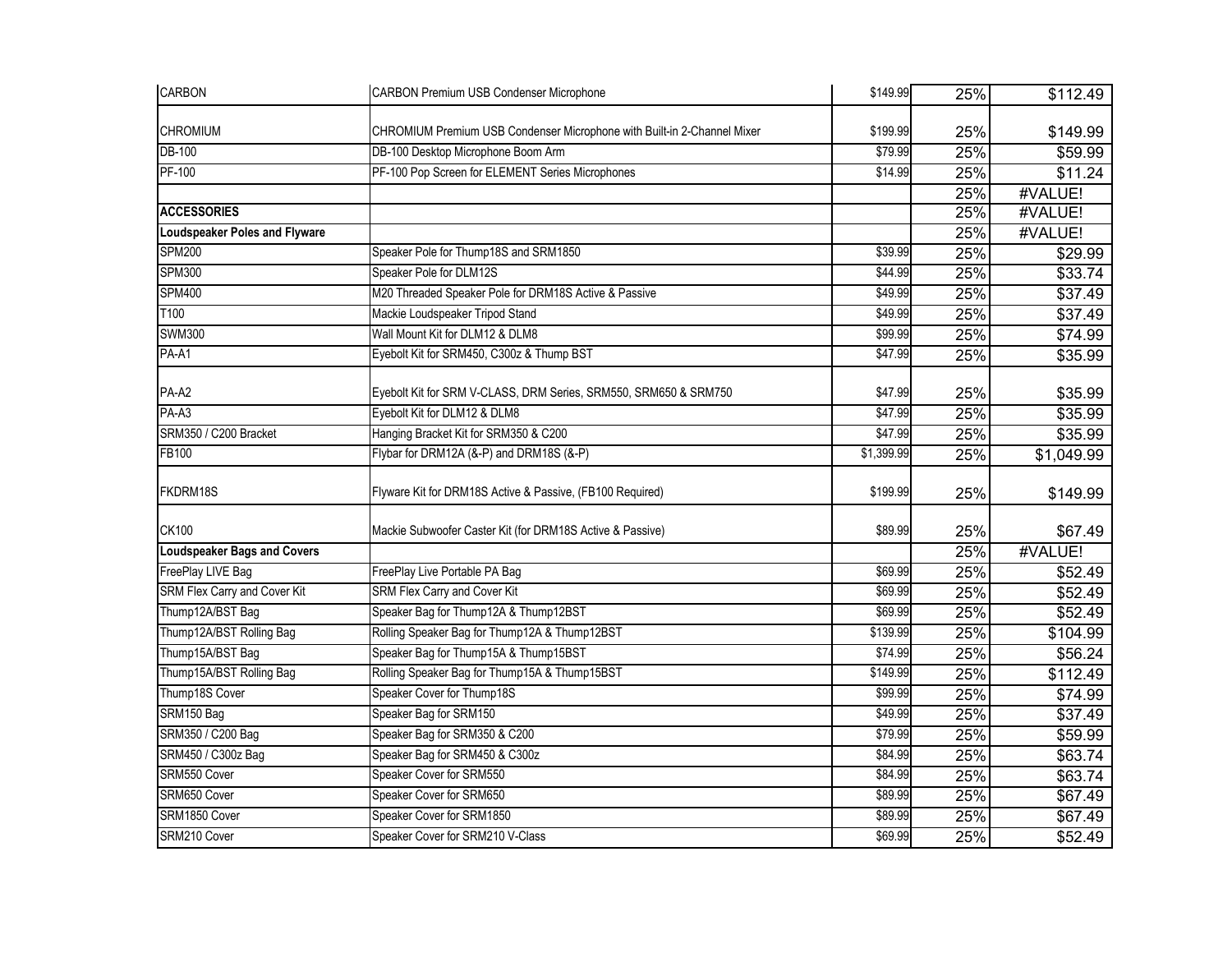| | | | | |
|---|---|---|---|---|
| CARBON | CARBON Premium USB Condenser Microphone | $149.99 | 25% | $112.49 |
| CHROMIUM | CHROMIUM Premium USB Condenser Microphone with Built-in 2-Channel Mixer | $199.99 | 25% | $149.99 |
| DB-100 | DB-100 Desktop Microphone Boom Arm | $79.99 | 25% | $59.99 |
| PF-100 | PF-100 Pop Screen for ELEMENT Series Microphones | $14.99 | 25% | $11.24 |
| | | | 25% | #VALUE! |
| **ACCESSORIES** | | | 25% | #VALUE! |
| **Loudspeaker Poles and Flyware** | | | 25% | #VALUE! |
| SPM200 | Speaker Pole for Thump18S and SRM1850 | $39.99 | 25% | $29.99 |
| SPM300 | Speaker Pole for DLM12S | $44.99 | 25% | $33.74 |
| SPM400 | M20 Threaded Speaker Pole for DRM18S Active & Passive | $49.99 | 25% | $37.49 |
| T100 | Mackie Loudspeaker Tripod Stand | $49.99 | 25% | $37.49 |
| SWM300 | Wall Mount Kit for DLM12 & DLM8 | $99.99 | 25% | $74.99 |
| PA-A1 | Eyebolt Kit for SRM450, C300z & Thump BST | $47.99 | 25% | $35.99 |
| PA-A2 | Eyebolt Kit for SRM V-CLASS, DRM Series, SRM550, SRM650 & SRM750 | $47.99 | 25% | $35.99 |
| PA-A3 | Eyebolt Kit for DLM12 & DLM8 | $47.99 | 25% | $35.99 |
| SRM350 / C200 Bracket | Hanging Bracket Kit for SRM350 & C200 | $47.99 | 25% | $35.99 |
| FB100 | Flybar for DRM12A (&-P) and DRM18S (&-P) | $1,399.99 | 25% | $1,049.99 |
| FKDRM18S | Flyware Kit for DRM18S Active & Passive, (FB100 Required) | $199.99 | 25% | $149.99 |
| CK100 | Mackie Subwoofer Caster Kit (for DRM18S Active & Passive) | $89.99 | 25% | $67.49 |
| **Loudspeaker Bags and Covers** | | | 25% | #VALUE! |
| FreePlay LIVE Bag | FreePlay Live Portable PA Bag | $69.99 | 25% | $52.49 |
| SRM Flex Carry and Cover Kit | SRM Flex Carry and Cover Kit | $69.99 | 25% | $52.49 |
| Thump12A/BST Bag | Speaker Bag for Thump12A & Thump12BST | $69.99 | 25% | $52.49 |
| Thump12A/BST Rolling Bag | Rolling Speaker Bag for Thump12A & Thump12BST | $139.99 | 25% | $104.99 |
| Thump15A/BST Bag | Speaker Bag for Thump15A & Thump15BST | $74.99 | 25% | $56.24 |
| Thump15A/BST Rolling Bag | Rolling Speaker Bag for Thump15A & Thump15BST | $149.99 | 25% | $112.49 |
| Thump18S Cover | Speaker Cover for Thump18S | $99.99 | 25% | $74.99 |
| SRM150 Bag | Speaker Bag for SRM150 | $49.99 | 25% | $37.49 |
| SRM350 / C200 Bag | Speaker Bag for SRM350 & C200 | $79.99 | 25% | $59.99 |
| SRM450 / C300z Bag | Speaker Bag for SRM450 & C300z | $84.99 | 25% | $63.74 |
| SRM550 Cover | Speaker Cover for SRM550 | $84.99 | 25% | $63.74 |
| SRM650 Cover | Speaker Cover for SRM650 | $89.99 | 25% | $67.49 |
| SRM1850 Cover | Speaker Cover for SRM1850 | $89.99 | 25% | $67.49 |
| SRM210 Cover | Speaker Cover for SRM210 V-Class | $69.99 | 25% | $52.49 |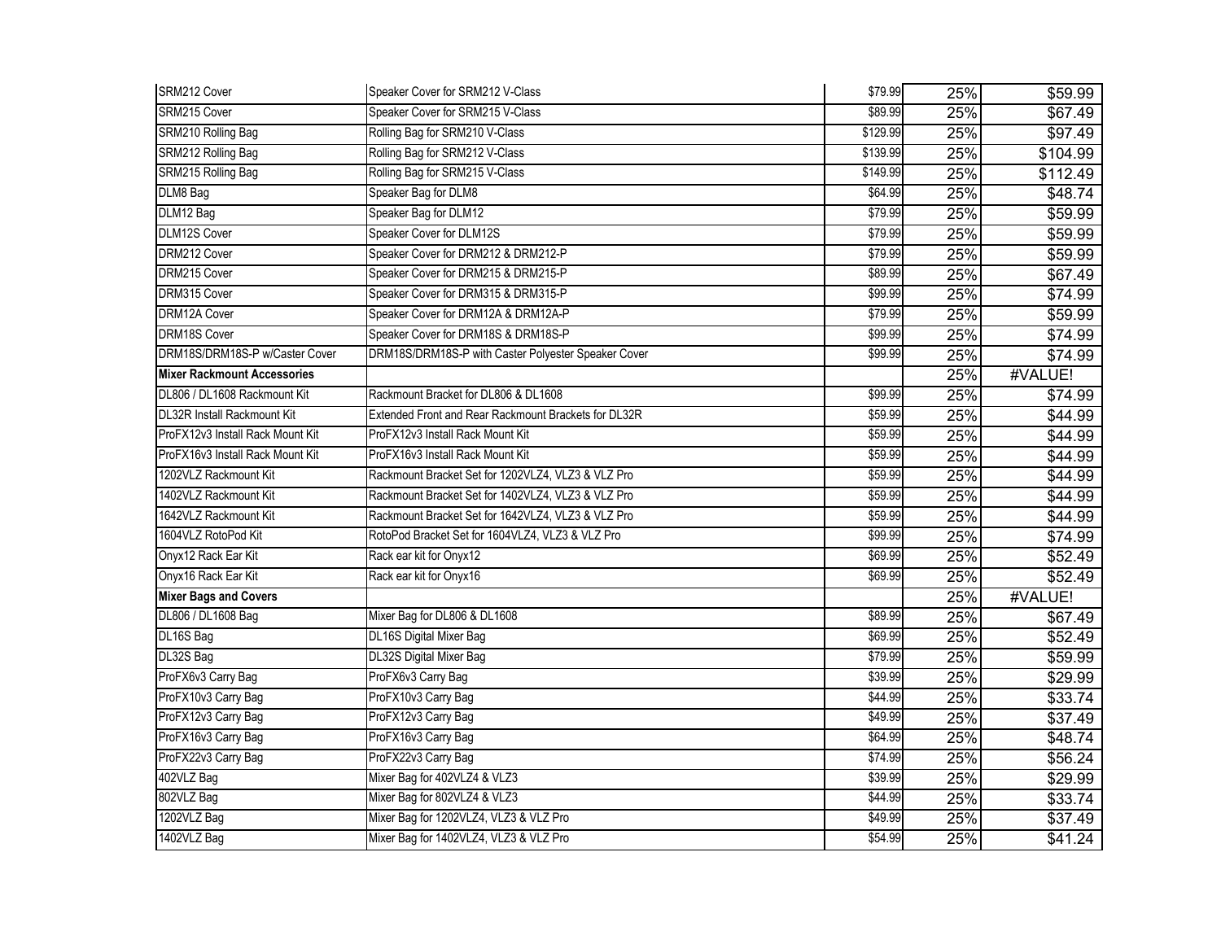| SRM212 Cover | Speaker Cover for SRM212 V-Class | $79.99 | 25% | $59.99 |
|---|---|---|---|---|
| SRM215 Cover | Speaker Cover for SRM215 V-Class | $89.99 | 25% | $67.49 |
| SRM210 Rolling Bag | Rolling Bag for SRM210 V-Class | $129.99 | 25% | $97.49 |
| SRM212 Rolling Bag | Rolling Bag for SRM212 V-Class | $139.99 | 25% | $104.99 |
| SRM215 Rolling Bag | Rolling Bag for SRM215 V-Class | $149.99 | 25% | $112.49 |
| DLM8 Bag | Speaker Bag for DLM8 | $64.99 | 25% | $48.74 |
| DLM12 Bag | Speaker Bag for DLM12 | $79.99 | 25% | $59.99 |
| DLM12S Cover | Speaker Cover for DLM12S | $79.99 | 25% | $59.99 |
| DRM212 Cover | Speaker Cover for DRM212 & DRM212-P | $79.99 | 25% | $59.99 |
| DRM215 Cover | Speaker Cover for DRM215 & DRM215-P | $89.99 | 25% | $67.49 |
| DRM315 Cover | Speaker Cover for DRM315 & DRM315-P | $99.99 | 25% | $74.99 |
| DRM12A Cover | Speaker Cover for DRM12A & DRM12A-P | $79.99 | 25% | $59.99 |
| DRM18S Cover | Speaker Cover for DRM18S & DRM18S-P | $99.99 | 25% | $74.99 |
| DRM18S/DRM18S-P w/Caster Cover | DRM18S/DRM18S-P with Caster Polyester Speaker Cover | $99.99 | 25% | $74.99 |
| **Mixer Rackmount Accessories** | | | 25% | #VALUE! |
| DL806 / DL1608 Rackmount Kit | Rackmount Bracket for DL806 & DL1608 | $99.99 | 25% | $74.99 |
| DL32R Install Rackmount Kit | Extended Front and Rear Rackmount Brackets for DL32R | $59.99 | 25% | $44.99 |
| ProFX12v3 Install Rack Mount Kit | ProFX12v3 Install Rack Mount Kit | $59.99 | 25% | $44.99 |
| ProFX16v3 Install Rack Mount Kit | ProFX16v3 Install Rack Mount Kit | $59.99 | 25% | $44.99 |
| 1202VLZ Rackmount Kit | Rackmount Bracket Set for 1202VLZ4, VLZ3 & VLZ Pro | $59.99 | 25% | $44.99 |
| 1402VLZ Rackmount Kit | Rackmount Bracket Set for 1402VLZ4, VLZ3 & VLZ Pro | $59.99 | 25% | $44.99 |
| 1642VLZ Rackmount Kit | Rackmount Bracket Set for 1642VLZ4, VLZ3 & VLZ Pro | $59.99 | 25% | $44.99 |
| 1604VLZ RotoPod Kit | RotoPod Bracket Set for 1604VLZ4, VLZ3 & VLZ Pro | $99.99 | 25% | $74.99 |
| Onyx12 Rack Ear Kit | Rack ear kit for Onyx12 | $69.99 | 25% | $52.49 |
| Onyx16 Rack Ear Kit | Rack ear kit for Onyx16 | $69.99 | 25% | $52.49 |
| **Mixer Bags and Covers** | | | 25% | #VALUE! |
| DL806 / DL1608 Bag | Mixer Bag for DL806 & DL1608 | $89.99 | 25% | $67.49 |
| DL16S Bag | DL16S Digital Mixer Bag | $69.99 | 25% | $52.49 |
| DL32S Bag | DL32S Digital Mixer Bag | $79.99 | 25% | $59.99 |
| ProFX6v3 Carry Bag | ProFX6v3 Carry Bag | $39.99 | 25% | $29.99 |
| ProFX10v3 Carry Bag | ProFX10v3 Carry Bag | $44.99 | 25% | $33.74 |
| ProFX12v3 Carry Bag | ProFX12v3 Carry Bag | $49.99 | 25% | $37.49 |
| ProFX16v3 Carry Bag | ProFX16v3 Carry Bag | $64.99 | 25% | $48.74 |
| ProFX22v3 Carry Bag | ProFX22v3 Carry Bag | $74.99 | 25% | $56.24 |
| 402VLZ Bag | Mixer Bag for 402VLZ4 & VLZ3 | $39.99 | 25% | $29.99 |
| 802VLZ Bag | Mixer Bag for 802VLZ4 & VLZ3 | $44.99 | 25% | $33.74 |
| 1202VLZ Bag | Mixer Bag for 1202VLZ4, VLZ3 & VLZ Pro | $49.99 | 25% | $37.49 |
| 1402VLZ Bag | Mixer Bag for 1402VLZ4, VLZ3 & VLZ Pro | $54.99 | 25% | $41.24 |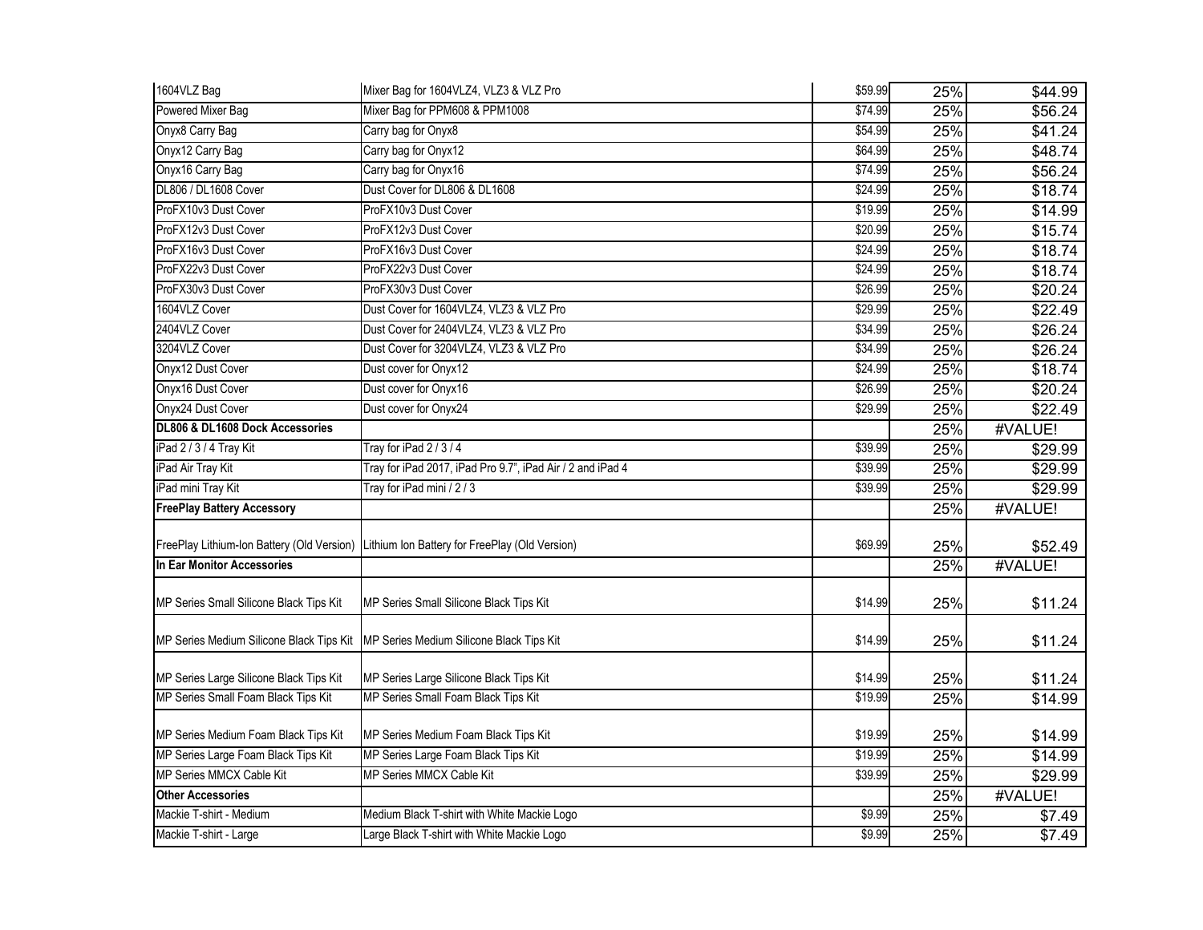| 1604VLZ Bag | Mixer Bag for 1604VLZ4, VLZ3 & VLZ Pro | $59.99 | 25% | $44.99 |
|---|---|---|---|---|
| Powered Mixer Bag | Mixer Bag for PPM608 & PPM1008 | $74.99 | 25% | $56.24 |
| Onyx8 Carry Bag | Carry bag for Onyx8 | $54.99 | 25% | $41.24 |
| Onyx12 Carry Bag | Carry bag for Onyx12 | $64.99 | 25% | $48.74 |
| Onyx16 Carry Bag | Carry bag for Onyx16 | $74.99 | 25% | $56.24 |
| DL806 / DL1608 Cover | Dust Cover for DL806 & DL1608 | $24.99 | 25% | $18.74 |
| ProFX10v3 Dust Cover | ProFX10v3 Dust Cover | $19.99 | 25% | $14.99 |
| ProFX12v3 Dust Cover | ProFX12v3 Dust Cover | $20.99 | 25% | $15.74 |
| ProFX16v3 Dust Cover | ProFX16v3 Dust Cover | $24.99 | 25% | $18.74 |
| ProFX22v3 Dust Cover | ProFX22v3 Dust Cover | $24.99 | 25% | $18.74 |
| ProFX30v3 Dust Cover | ProFX30v3 Dust Cover | $26.99 | 25% | $20.24 |
| 1604VLZ Cover | Dust Cover for 1604VLZ4, VLZ3 & VLZ Pro | $29.99 | 25% | $22.49 |
| 2404VLZ Cover | Dust Cover for 2404VLZ4, VLZ3 & VLZ Pro | $34.99 | 25% | $26.24 |
| 3204VLZ Cover | Dust Cover for 3204VLZ4, VLZ3 & VLZ Pro | $34.99 | 25% | $26.24 |
| Onyx12 Dust Cover | Dust cover for Onyx12 | $24.99 | 25% | $18.74 |
| Onyx16 Dust Cover | Dust cover for Onyx16 | $26.99 | 25% | $20.24 |
| Onyx24 Dust Cover | Dust cover for Onyx24 | $29.99 | 25% | $22.49 |
| **DL806 & DL1608 Dock Accessories** | | | 25% | #VALUE! |
| iPad 2 / 3 / 4 Tray Kit | Tray for iPad 2 / 3 / 4 | $39.99 | 25% | $29.99 |
| iPad Air Tray Kit | Tray for iPad 2017, iPad Pro 9.7", iPad Air / 2 and iPad 4 | $39.99 | 25% | $29.99 |
| iPad mini Tray Kit | Tray for iPad mini / 2 / 3 | $39.99 | 25% | $29.99 |
| **FreePlay Battery Accessory** | | | 25% | #VALUE! |
| FreePlay Lithium-Ion Battery (Old Version) | Lithium Ion Battery for FreePlay (Old Version) | $69.99 | 25% | $52.49 |
| **In Ear Monitor Accessories** | | | 25% | #VALUE! |
| MP Series Small Silicone Black Tips Kit | MP Series Small Silicone Black Tips Kit | $14.99 | 25% | $11.24 |
| MP Series Medium Silicone Black Tips Kit | MP Series Medium Silicone Black Tips Kit | $14.99 | 25% | $11.24 |
| MP Series Large Silicone Black Tips Kit | MP Series Large Silicone Black Tips Kit | $14.99 | 25% | $11.24 |
| MP Series Small Foam Black Tips Kit | MP Series Small Foam Black Tips Kit | $19.99 | 25% | $14.99 |
| MP Series Medium Foam Black Tips Kit | MP Series Medium Foam Black Tips Kit | $19.99 | 25% | $14.99 |
| MP Series Large Foam Black Tips Kit | MP Series Large Foam Black Tips Kit | $19.99 | 25% | $14.99 |
| MP Series MMCX Cable Kit | MP Series MMCX Cable Kit | $39.99 | 25% | $29.99 |
| **Other Accessories** | | | 25% | #VALUE! |
| Mackie T-shirt - Medium | Medium Black T-shirt with White Mackie Logo | $9.99 | 25% | $7.49 |
| Mackie T-shirt - Large | Large Black T-shirt with White Mackie Logo | $9.99 | 25% | $7.49 |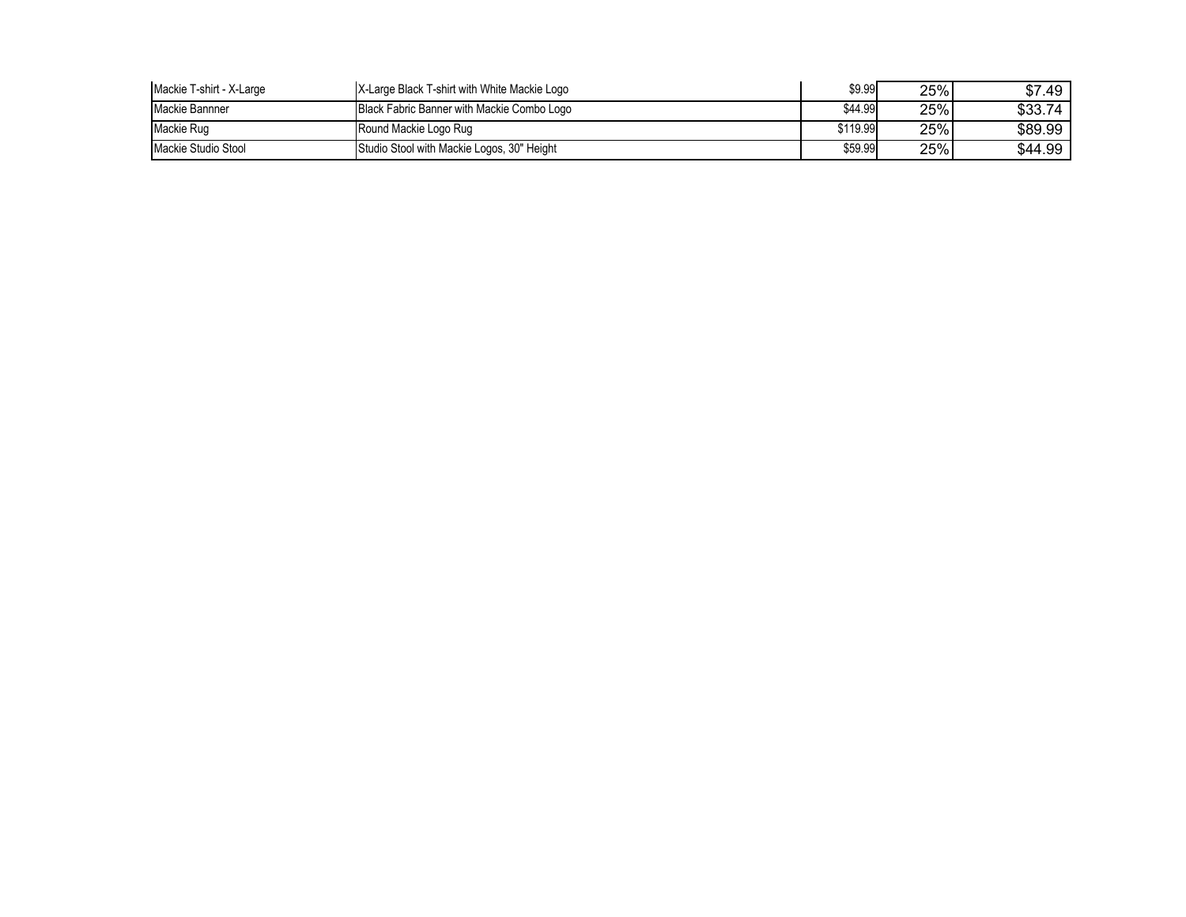| | | | | |
|---|---|---|---|---|
| Mackie T-shirt - X-Large | X-Large Black T-shirt with White Mackie Logo | $9.99 | 25% | $7.49 |
| Mackie Bannner | Black Fabric Banner with Mackie Combo Logo | $44.99 | 25% | $33.74 |
| Mackie Rug | Round Mackie Logo Rug | $119.99 | 25% | $89.99 |
| Mackie Studio Stool | Studio Stool with Mackie Logos, 30" Height | $59.99 | 25% | $44.99 |